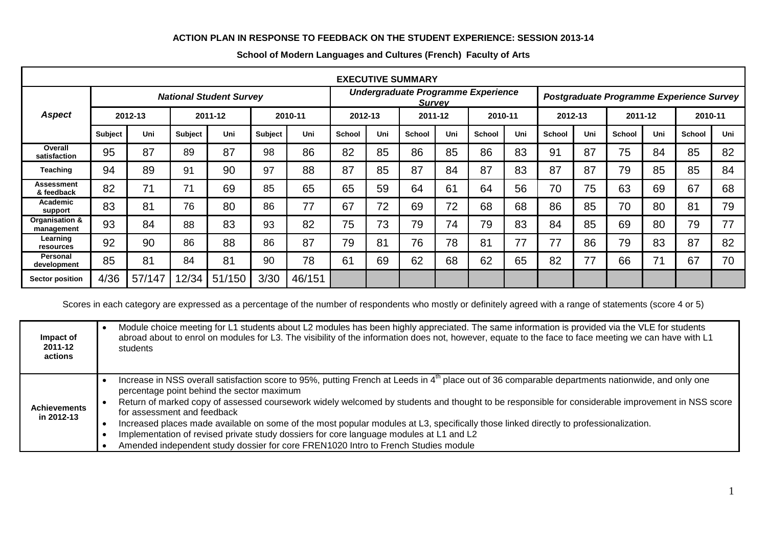**ACTION PLAN IN RESPONSE TO FEEDBACK ON THE STUDENT EXPERIENCE: SESSION 2013-14**

**School of Modern Languages and Cultures (French) Faculty of Arts**

| **EXECUTIVE SUMMARY** | | | | | | | | | | | | | | | | | | |
|---|---|---|---|---|---|---|---|---|---|---|---|---|---|---|---|---|---|---|
| ***Aspect*** | ***National Student Survey*** | | | | | | ***Undergraduate Programme Experience Survey*** | | | | | | ***Postgraduate Programme Experience Survey*** | | | | | |
| | **2012-13** | | **2011-12** | | **2010-11** | | **2012-13** | | **2011-12** | | **2010-11** | | **2012-13** | | **2011-12** | | **2010-11** | |
| | **Subject** | **Uni** | **Subject** | **Uni** | **Subject** | **Uni** | **School** | **Uni** | **School** | **Uni** | **School** | **Uni** | **School** | **Uni** | **School** | **Uni** | **School** | **Uni** |
| **Overall satisfaction** | 95 | 87 | 89 | 87 | 98 | 86 | 82 | 85 | 86 | 85 | 86 | 83 | 91 | 87 | 75 | 84 | 85 | 82 |
| **Teaching** | 94 | 89 | 91 | 90 | 97 | 88 | 87 | 85 | 87 | 84 | 87 | 83 | 87 | 87 | 79 | 85 | 85 | 84 |
| **Assessment & feedback** | 82 | 71 | 71 | 69 | 85 | 65 | 65 | 59 | 64 | 61 | 64 | 56 | 70 | 75 | 63 | 69 | 67 | 68 |
| **Academic support** | 83 | 81 | 76 | 80 | 86 | 77 | 67 | 72 | 69 | 72 | 68 | 68 | 86 | 85 | 70 | 80 | 81 | 79 |
| **Organisation & management** | 93 | 84 | 88 | 83 | 93 | 82 | 75 | 73 | 79 | 74 | 79 | 83 | 84 | 85 | 69 | 80 | 79 | 77 |
| **Learning resources** | 92 | 90 | 86 | 88 | 86 | 87 | 79 | 81 | 76 | 78 | 81 | 77 | 77 | 86 | 79 | 83 | 87 | 82 |
| **Personal development** | 85 | 81 | 84 | 81 | 90 | 78 | 61 | 69 | 62 | 68 | 62 | 65 | 82 | 77 | 66 | 71 | 67 | 70 |
| **Sector position** | 4/36 | 57/147 | 12/34 | 51/150 | 3/30 | 46/151 | | | | | | | | | | | | |

Scores in each category are expressed as a percentage of the number of respondents who mostly or definitely agreed with a range of statements (score 4 or 5)

| | |
|---|---|
| **Impact of 2011-12 actions** | • Module choice meeting for L1 students about L2 modules has been highly appreciated. The same information is provided via the VLE for students abroad about to enrol on modules for L3. The visibility of the information does not, however, equate to the face to face meeting we can have with L1 students |
| **Achievements in 2012-13** | • Increase in NSS overall satisfaction score to 95%, putting French at Leeds in 4th place out of 36 comparable departments nationwide, and only one percentage point behind the sector maximum<br>• Return of marked copy of assessed coursework widely welcomed by students and thought to be responsible for considerable improvement in NSS score for assessment and feedback<br>• Increased places made available on some of the most popular modules at L3, specifically those linked directly to professionalization.<br>• Implementation of revised private study dossiers for core language modules at L1 and L2<br>• Amended independent study dossier for core FREN1020 Intro to French Studies module |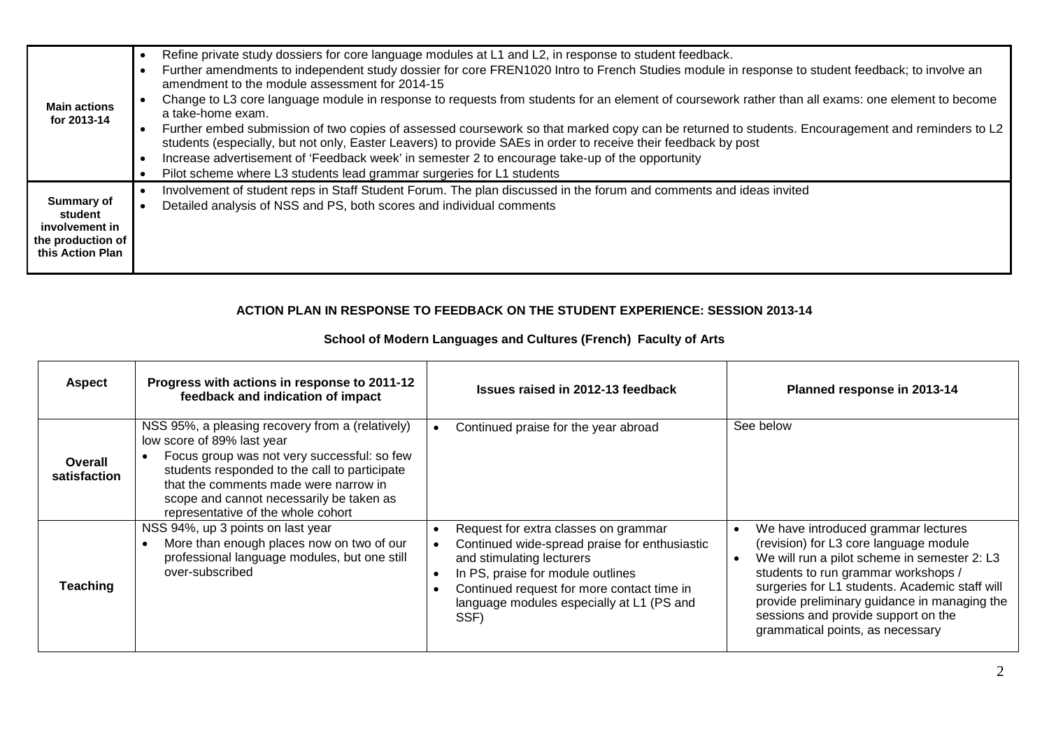| | |
|---|---|
| **Main actions for 2013-14** | • Refine private study dossiers for core language modules at L1 and L2, in response to student feedback.<br>• Further amendments to independent study dossier for core FREN1020 Intro to French Studies module in response to student feedback; to involve an amendment to the module assessment for 2014-15<br>• Change to L3 core language module in response to requests from students for an element of coursework rather than all exams: one element to become a take-home exam.<br>• Further embed submission of two copies of assessed coursework so that marked copy can be returned to students. Encouragement and reminders to L2 students (especially, but not only, Easter Leavers) to provide SAEs in order to receive their feedback by post<br>• Increase advertisement of 'Feedback week' in semester 2 to encourage take-up of the opportunity<br>• Pilot scheme where L3 students lead grammar surgeries for L1 students |
| **Summary of student involvement in the production of this Action Plan** | • Involvement of student reps in Staff Student Forum. The plan discussed in the forum and comments and ideas invited<br>• Detailed analysis of NSS and PS, both scores and individual comments |

## ACTION PLAN IN RESPONSE TO FEEDBACK ON THE STUDENT EXPERIENCE: SESSION 2013-14

### School of Modern Languages and Cultures (French) Faculty of Arts

| Aspect | Progress with actions in response to 2011-12 feedback and indication of impact | Issues raised in 2012-13 feedback | Planned response in 2013-14 |
|---|---|---|---|
| **Overall satisfaction** | NSS 95%, a pleasing recovery from a (relatively) low score of 89% last year<br>• Focus group was not very successful: so few students responded to the call to participate that the comments made were narrow in scope and cannot necessarily be taken as representative of the whole cohort | • Continued praise for the year abroad | See below |
| **Teaching** | NSS 94%, up 3 points on last year<br>• More than enough places now on two of our professional language modules, but one still over-subscribed | • Request for extra classes on grammar<br>• Continued wide-spread praise for enthusiastic and stimulating lecturers<br>• In PS, praise for module outlines<br>• Continued request for more contact time in language modules especially at L1 (PS and SSF) | • We have introduced grammar lectures (revision) for L3 core language module<br>• We will run a pilot scheme in semester 2: L3 students to run grammar workshops / surgeries for L1 students. Academic staff will provide preliminary guidance in managing the sessions and provide support on the grammatical points, as necessary |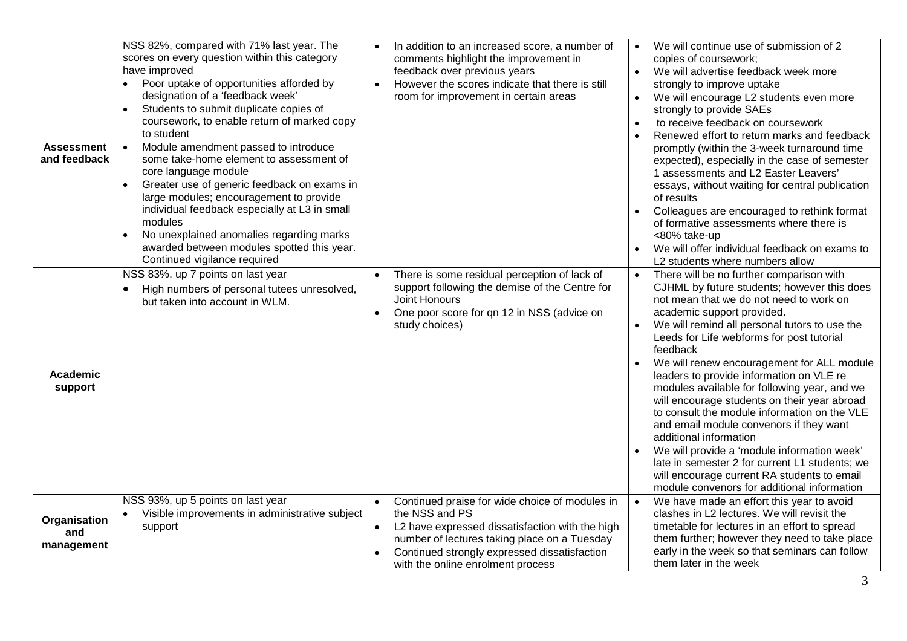| | | | |
|---|---|---|---|
| **Assessment and feedback** | NSS 82%, compared with 71% last year. The scores on every question within this category have improved<br>• Poor uptake of opportunities afforded by designation of a 'feedback week'<br>• Students to submit duplicate copies of coursework, to enable return of marked copy to student<br>• Module amendment passed to introduce some take-home element to assessment of core language module<br>• Greater use of generic feedback on exams in large modules; encouragement to provide individual feedback especially at L3 in small modules<br>• No unexplained anomalies regarding marks awarded between modules spotted this year. Continued vigilance required | • In addition to an increased score, a number of comments highlight the improvement in feedback over previous years<br>• However the scores indicate that there is still room for improvement in certain areas | • We will continue use of submission of 2 copies of coursework;<br>• We will advertise feedback week more strongly to improve uptake<br>• We will encourage L2 students even more strongly to provide SAEs<br>• to receive feedback on coursework<br>• Renewed effort to return marks and feedback promptly (within the 3-week turnaround time expected), especially in the case of semester 1 assessments and L2 Easter Leavers' essays, without waiting for central publication of results<br>• Colleagues are encouraged to rethink format of formative assessments where there is <80% take-up<br>• We will offer individual feedback on exams to L2 students where numbers allow |
| **Academic support** | NSS 83%, up 7 points on last year<br>• High numbers of personal tutees unresolved, but taken into account in WLM. | • There is some residual perception of lack of support following the demise of the Centre for Joint Honours<br>• One poor score for qn 12 in NSS (advice on study choices) | • There will be no further comparison with CJHML by future students; however this does not mean that we do not need to work on academic support provided.<br>• We will remind all personal tutors to use the Leeds for Life webforms for post tutorial feedback<br>• We will renew encouragement for ALL module leaders to provide information on VLE re modules available for following year, and we will encourage students on their year abroad to consult the module information on the VLE and email module convenors if they want additional information<br>• We will provide a 'module information week' late in semester 2 for current L1 students; we will encourage current RA students to email module convenors for additional information |
| **Organisation and management** | NSS 93%, up 5 points on last year<br>• Visible improvements in administrative subject support | • Continued praise for wide choice of modules in the NSS and PS<br>• L2 have expressed dissatisfaction with the high number of lectures taking place on a Tuesday<br>• Continued strongly expressed dissatisfaction with the online enrolment process | • We have made an effort this year to avoid clashes in L2 lectures. We will revisit the timetable for lectures in an effort to spread them further; however they need to take place early in the week so that seminars can follow them later in the week |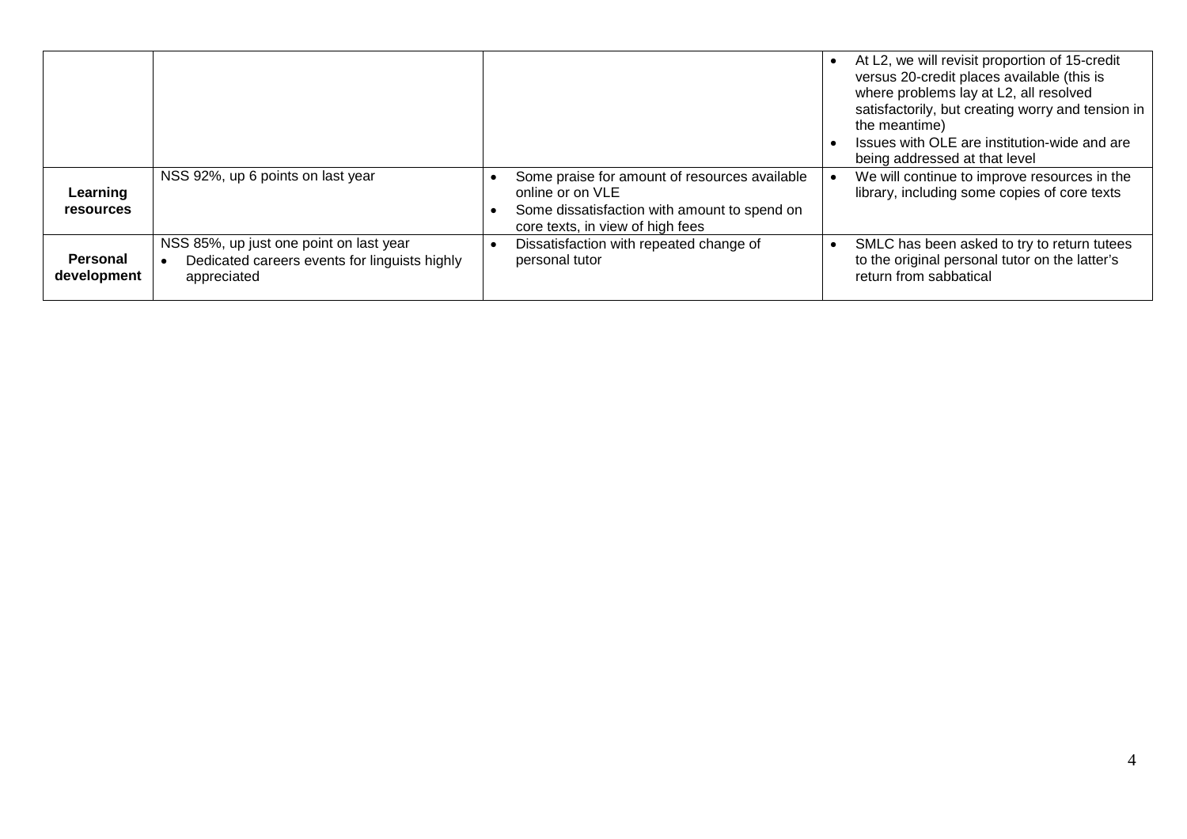| | | | |
|---|---|---|---|
| | | | • At L2, we will revisit proportion of 15-credit versus 20-credit places available (this is where problems lay at L2, all resolved satisfactorily, but creating worry and tension in the meantime)<br>• Issues with OLE are institution-wide and are being addressed at that level |
| **Learning resources** | NSS 92%, up 6 points on last year | • Some praise for amount of resources available online or on VLE<br>• Some dissatisfaction with amount to spend on core texts, in view of high fees | • We will continue to improve resources in the library, including some copies of core texts |
| **Personal development** | NSS 85%, up just one point on last year<br>• Dedicated careers events for linguists highly appreciated | • Dissatisfaction with repeated change of personal tutor | • SMLC has been asked to try to return tutees to the original personal tutor on the latter's return from sabbatical |